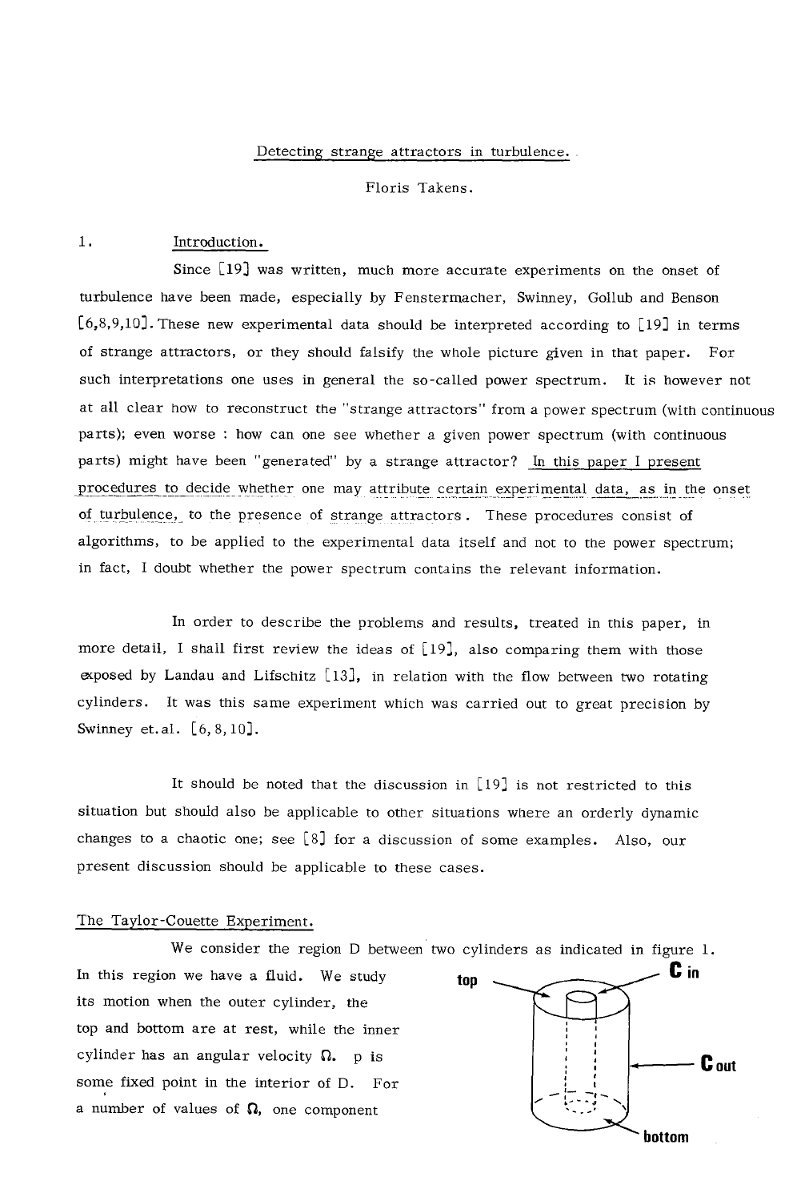# Detecting strange attractors in turbulence.

Floris Takens.

## 1. Introduction.

Since [19] was written, much more accurate experiments on the onset of turbulence have been made, especially by Fenstermacher, Swinney, Gollub and Benson [6,8,9,10]. These new experimental data should be interpreted according to [19] in terms of strange attractors, or they should falsify the whole picture given in that paper. For such interpretations one uses in general the so-called power spectrum. It is however not at all clear how to reconstruct the "strange attractors" from a power spectrum (with continuous parts); even worse : how can one see whether a given power spectrum (with continuous parts) might have been "generated" by a strange attractor? In this paper I present procedures to decide whether one may attribute certain experimental data, as in the onset of turbulence, to the presence of strange attractors. These procedures consist of algorithms, to be applied to the experimental data itself and not to the power spectrum; in fact, I doubt whether the power spectrum contains the relevant information.

In order to describe the problems and results, treated in this paper, in more detail, I shall first review the ideas of [19], also comparing them with those exposed by Landau and Lifschitz [13], in relation with the flow between two rotating cylinders. It was this same experiment which was carried out to great precision by Swinney et.al. [6, 8, 10].

It should be noted that the discussion in [19] is not restricted to this situation but should also be applicable to other situations where an orderly dynamic changes to a chaotic one; see [8] for a discussion of some examples. Also, our present discussion should be applicable to these cases.

### The Taylor-Couette Experiment.

We consider the region D between two cylinders as indicated in figure 1. In this region we have a fluid. We study its motion when the outer cylinder, the top and bottom are at rest, while the inner cylinder has an angular velocity $\Omega$. p is some fixed point in the interior of D. For a number of values of $\Omega$, one component

top — C in — C out — bottom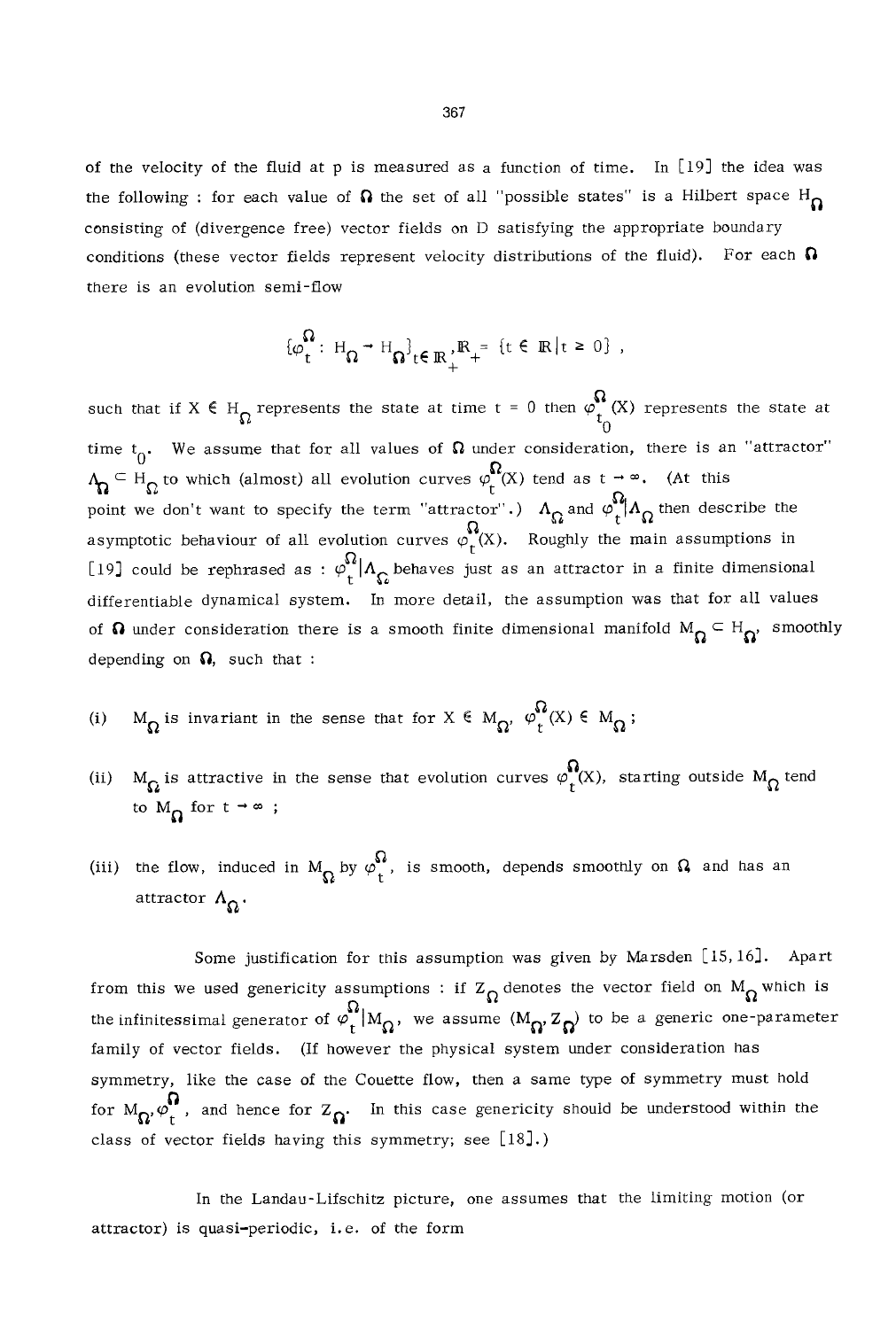of the velocity of the fluid at p is measured as a function of time. In [19] the idea was the following : for each value of $\Omega$ the set of all "possible states" is a Hilbert space $H_\Omega$ consisting of (divergence free) vector fields on D satisfying the appropriate boundary conditions (these vector fields represent velocity distributions of the fluid). For each $\Omega$ there is an evolution semi-flow

$$\{\varphi_t^\Omega : H_\Omega \to H_\Omega\}_{t \in \mathbb{R}_+}, \mathbb{R}_+ = \{t \in \mathbb{R} \mid t \geq 0\} ,$$

such that if $X \in H_\Omega$ represents the state at time $t = 0$ then $\varphi_{t_0}^\Omega(X)$ represents the state at time $t_0$. We assume that for all values of $\Omega$ under consideration, there is an "attractor" $\Lambda_\Omega \subset H_\Omega$ to which (almost) all evolution curves $\varphi_t^\Omega(X)$ tend as $t \to \infty$. (At this point we don't want to specify the term "attractor".) $\Lambda_\Omega$ and $\varphi_t^\Omega | \Lambda_\Omega$ then describe the asymptotic behaviour of all evolution curves $\varphi_t^\Omega(X)$. Roughly the main assumptions in [19] could be rephrased as : $\varphi_t^\Omega | \Lambda_\Omega$ behaves just as an attractor in a finite dimensional differentiable dynamical system. In more detail, the assumption was that for all values of $\Omega$ under consideration there is a smooth finite dimensional manifold $M_\Omega \subset H_\Omega$, smoothly depending on $\Omega$, such that :

(i) $M_\Omega$ is invariant in the sense that for $X \in M_\Omega$, $\varphi_t^\Omega(X) \in M_\Omega$ ;

(ii) $M_\Omega$ is attractive in the sense that evolution curves $\varphi_t^\Omega(X)$, starting outside $M_\Omega$ tend to $M_\Omega$ for $t \to \infty$ ;

(iii) the flow, induced in $M_\Omega$ by $\varphi_t^\Omega$, is smooth, depends smoothly on $\Omega$ and has an attractor $\Lambda_\Omega$.

Some justification for this assumption was given by Marsden [15,16]. Apart from this we used genericity assumptions : if $Z_\Omega$ denotes the vector field on $M_\Omega$ which is the infinitessimal generator of $\varphi_t^\Omega | M_\Omega$, we assume $(M_\Omega, Z_\Omega)$ to be a generic one-parameter family of vector fields. (If however the physical system under consideration has symmetry, like the case of the Couette flow, then a same type of symmetry must hold for $M_\Omega, \varphi_t^\Omega$, and hence for $Z_\Omega$. In this case genericity should be understood within the class of vector fields having this symmetry; see [18].)

In the Landau-Lifschitz picture, one assumes that the limiting motion (or attractor) is quasi-periodic, i.e. of the form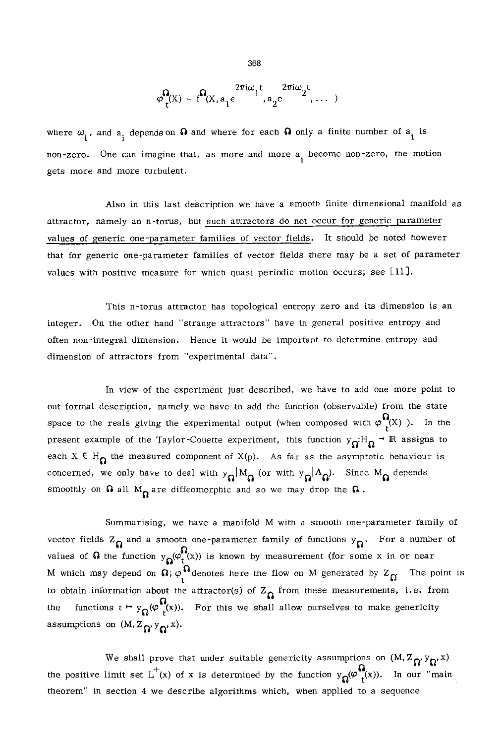$$\varphi_t^{\Omega}(X) = f^{\Omega}(X, a_1 e^{2\pi i \omega_1 t}, a_2 e^{2\pi i \omega_2 t}, \ldots)$$

where $\omega_i$, and $a_i$ depends on $\Omega$ and where for each $\Omega$ only a finite number of $a_i$ is non-zero. One can imagine that, as more and more $a_i$ become non-zero, the motion gets more and more turbulent.

Also in this last description we have a smooth finite dimensional manifold as attractor, namely an n-torus, but such attractors do not occur for generic parameter values of generic one-parameter families of vector fields. It should be noted however that for generic one-parameter families of vector fields there may be a set of parameter values with positive measure for which quasi periodic motion occurs; see [11].

This n-torus attractor has topological entropy zero and its dimension is an integer. On the other hand "strange attractors" have in general positive entropy and often non-integral dimension. Hence it would be important to determine entropy and dimension of attractors from "experimental data".

In view of the experiment just described, we have to add one more point to out formal description, namely we have to add the function (observable) from the state space to the reals giving the experimental output (when composed with $\varphi_t^{\Omega}(X)$). In the present example of the Taylor-Couette experiment, this function $y_{\Omega}: H_{\Omega} \to \mathbb{R}$ assigns to each $X \in H_{\Omega}$ the measured component of $X(p)$. As far as the asymptotic behaviour is concerned, we only have to deal with $y_{\Omega}|M_{\Omega}$ (or with $y_{\Omega}|\Lambda_{\Omega}$). Since $M_{\Omega}$ depends smoothly on $\Omega$ all $M_{\Omega}$ are diffeomorphic and so we may drop the $\Omega$.

Summarising, we have a manifold M with a smooth one-parameter family of vector fields $Z_{\Omega}$ and a smooth one-parameter family of functions $y_{\Omega}$. For a number of values of $\Omega$ the function $y_{\Omega}(\varphi_t^{\Omega}(x))$ is known by measurement (for some x in or near M which may depend on $\Omega$; $\varphi_t^{\Omega}$ denotes here the flow on M generated by $Z_{\Omega}$. The point is to obtain information about the attractor(s) of $Z_{\Omega}$ from these measurements, i.e. from the functions $t \mapsto y_{\Omega}(\varphi_t^{\Omega}(x))$. For this we shall allow ourselves to make genericity assumptions on $(M, Z_{\Omega}, y_{\Omega}, x)$.

We shall prove that under suitable genericity assumptions on $(M, Z_{\Omega}, y_{\Omega}, x)$ the positive limit set $L^+(x)$ of x is determined by the function $y_{\Omega}(\varphi_t^{\Omega}(x))$. In our "main theorem" in section 4 we describe algorithms which, when applied to a sequence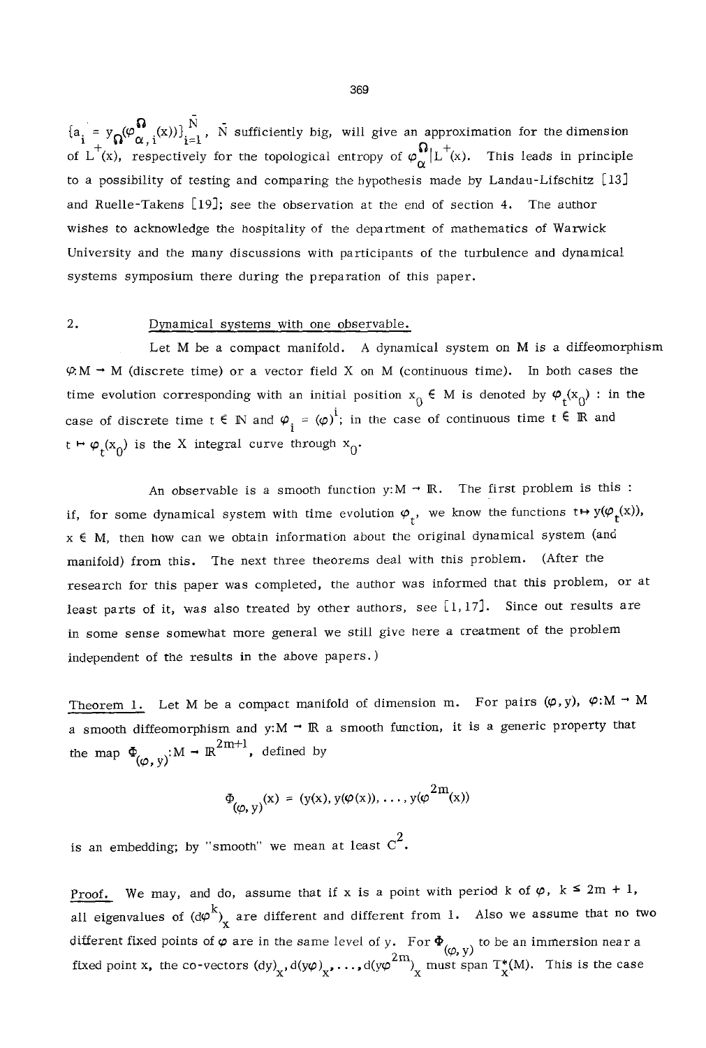$\{a_i = y_\Omega(\varphi^\Omega_{\alpha,i}(x))\}_{i=1}^{\bar{N}}$, $\bar{N}$ sufficiently big, will give an approximation for the dimension of $L^+(x)$, respectively for the topological entropy of $\varphi^\Omega_\alpha | L^+(x)$. This leads in principle to a possibility of testing and comparing the hypothesis made by Landau-Lifschitz [13] and Ruelle-Takens [19]; see the observation at the end of section 4. The author wishes to acknowledge the hospitality of the department of mathematics of Warwick University and the many discussions with participants of the turbulence and dynamical systems symposium there during the preparation of this paper.

## 2. Dynamical systems with one observable.

Let M be a compact manifold. A dynamical system on M is a diffeomorphism $\varphi: M \to M$ (discrete time) or a vector field X on M (continuous time). In both cases the time evolution corresponding with an initial position $x_0 \in M$ is denoted by $\varphi_t(x_0)$ : in the case of discrete time $t \in \mathbb{N}$ and $\varphi_i = (\varphi)^i$; in the case of continuous time $t \in \mathbb{R}$ and $t \mapsto \varphi_t(x_0)$ is the X integral curve through $x_0$.

An observable is a smooth function $y: M \to \mathbb{R}$. The first problem is this : if, for some dynamical system with time evolution $\varphi_t$, we know the functions $t \mapsto y(\varphi_t(x))$, $x \in M$, then how can we obtain information about the original dynamical system (and manifold) from this. The next three theorems deal with this problem. (After the research for this paper was completed, the author was informed that this problem, or at least parts of it, was also treated by other authors, see [1, 17]. Since out results are in some sense somewhat more general we still give here a treatment of the problem independent of the results in the above papers.)

Theorem 1. Let M be a compact manifold of dimension m. For pairs $(\varphi, y)$, $\varphi: M \to M$ a smooth diffeomorphism and $y: M \to \mathbb{R}$ a smooth function, it is a generic property that the map $\Phi_{(\varphi,y)}: M \to \mathbb{R}^{2m+1}$, defined by

$$\Phi_{(\varphi,y)}(x) = (y(x), y(\varphi(x)), \ldots, y(\varphi^{2m}(x))$$

is an embedding; by "smooth" we mean at least $C^2$.

Proof. We may, and do, assume that if x is a point with period k of $\varphi$, $k \leq 2m + 1$, all eigenvalues of $(d\varphi^k)_x$ are different and different from 1. Also we assume that no two different fixed points of $\varphi$ are in the same level of y. For $\Phi_{(\varphi,y)}$ to be an immersion near a fixed point x, the co-vectors $(dy)_x, d(y\varphi)_x, \ldots, d(y\varphi^{2m})_x$ must span $T^*_x(M)$. This is the case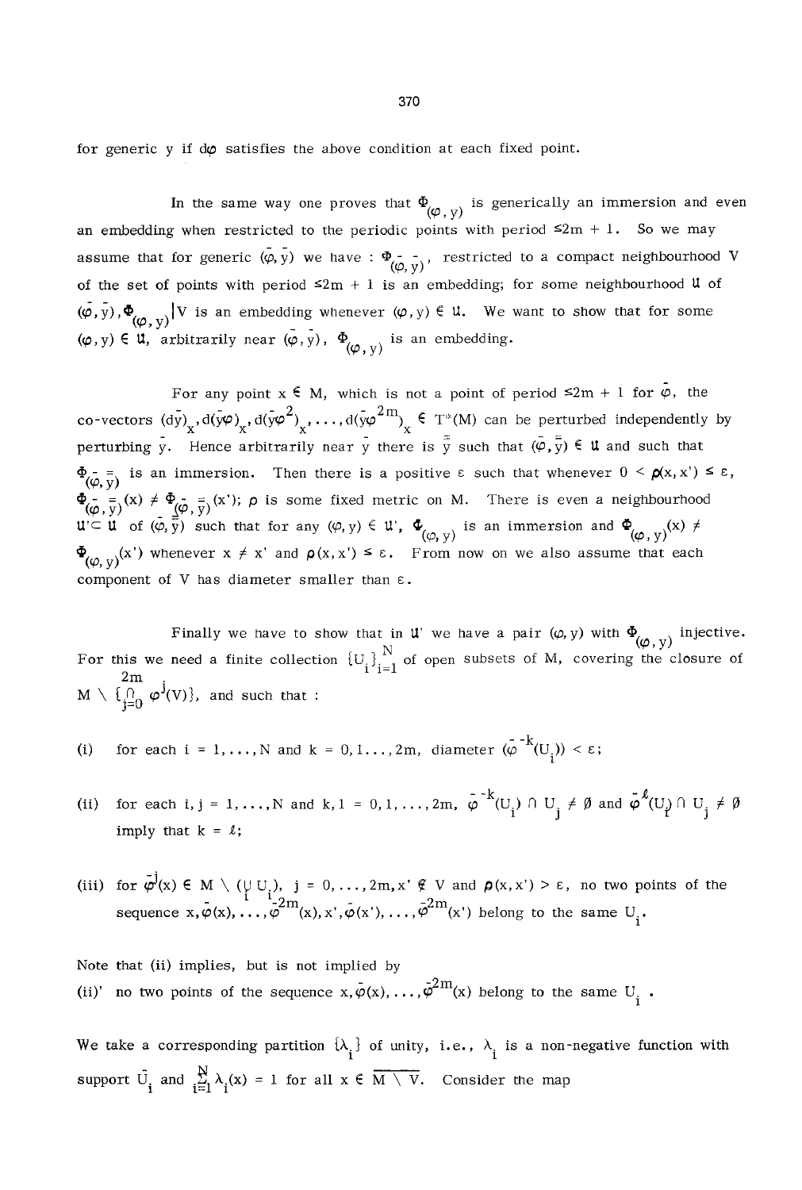for generic y if $d\varphi$ satisfies the above condition at each fixed point.

In the same way one proves that $\Phi_{(\varphi,y)}$ is generically an immersion and even an embedding when restricted to the periodic points with period $\leq 2m+1$. So we may assume that for generic $(\bar\varphi, \bar y)$ we have : $\Phi_{(\bar\varphi,\bar y)}$, restricted to a compact neighbourhood V of the set of points with period $\leq 2m+1$ is an embedding; for some neighbourhood $\mathfrak{U}$ of $(\bar\varphi,\bar y)$, $\Phi_{(\varphi,y)}|V$ is an embedding whenever $(\varphi,y) \in \mathfrak{U}$. We want to show that for some $(\varphi,y) \in \mathfrak{U}$, arbitrarily near $(\bar\varphi,\bar y)$, $\Phi_{(\varphi,y)}$ is an embedding.

For any point $x \in M$, which is not a point of period $\leq 2m+1$ for $\bar\varphi$, the co-vectors $(d\bar y)_x, d(\bar y\bar\varphi)_x, d(\bar y\bar\varphi^2)_x, \ldots, d(\bar y\bar\varphi^{2m})_x \in T^*(M)$ can be perturbed independently by perturbing $\bar y$. Hence arbitrarily near $\bar y$ there is $\bar{\bar y}$ such that $(\bar\varphi,\bar{\bar y}) \in \mathfrak{U}$ and such that $\Phi_{(\bar\varphi,\bar{\bar y})}$ is an immersion. Then there is a positive $\varepsilon$ such that whenever $0 < \rho(x,x') \leq \varepsilon$, $\Phi_{(\bar\varphi,\bar{\bar y})}(x) \neq \Phi_{(\bar\varphi,\bar{\bar y})}(x')$; $\rho$ is some fixed metric on M. There is even a neighbourhood $\mathfrak{U}' \subset \mathfrak{U}$ of $(\bar\varphi,\bar{\bar y})$ such that for any $(\varphi,y) \in \mathfrak{U}'$, $\Phi_{(\varphi,y)}$ is an immersion and $\Phi_{(\varphi,y)}(x) \neq \Phi_{(\varphi,y)}(x')$ whenever $x \neq x'$ and $\rho(x,x') \leq \varepsilon$. From now on we also assume that each component of V has diameter smaller than $\varepsilon$.

Finally we have to show that in $\mathfrak{U}'$ we have a pair $(\varphi,y)$ with $\Phi_{(\varphi,y)}$ injective. For this we need a finite collection $\{U_i\}_{i=1}^N$ of open subsets of M, covering the closure of $M \setminus \{\bigcap_{j=0}^{2m} \varphi^j(V)\}$, and such that :

(i) for each $i = 1,\ldots,N$ and $k = 0,1\ldots,2m$, diameter $(\bar\varphi^{-k}(U_i)) < \varepsilon$;

(ii) for each $i,j = 1,\ldots,N$ and $k,l = 0,1,\ldots,2m$, $\bar\varphi^{-k}(U_i) \cap U_j \neq \emptyset$ and $\bar\varphi^{\ell}(U_i) \cap U_j \neq \emptyset$ imply that $k = \ell$;

(iii) for $\bar\varphi^j(x) \in M \setminus (\bigcup_i U_i)$, $j = 0,\ldots,2m, x' \notin V$ and $\rho(x,x') > \varepsilon$, no two points of the sequence $x, \bar\varphi(x), \ldots, \bar\varphi^{2m}(x), x', \bar\varphi(x'), \ldots, \bar\varphi^{2m}(x')$ belong to the same $U_i$.

Note that (ii) implies, but is not implied by

(ii)' no two points of the sequence $x, \bar\varphi(x), \ldots, \bar\varphi^{2m}(x)$ belong to the same $U_i$ .

We take a corresponding partition $\{\lambda_i\}$ of unity, i.e., $\lambda_i$ is a non-negative function with support $\bar U_i$ and $\sum_{i=1}^N \lambda_i(x) = 1$ for all $x \in \overline{M \setminus V}$. Consider the map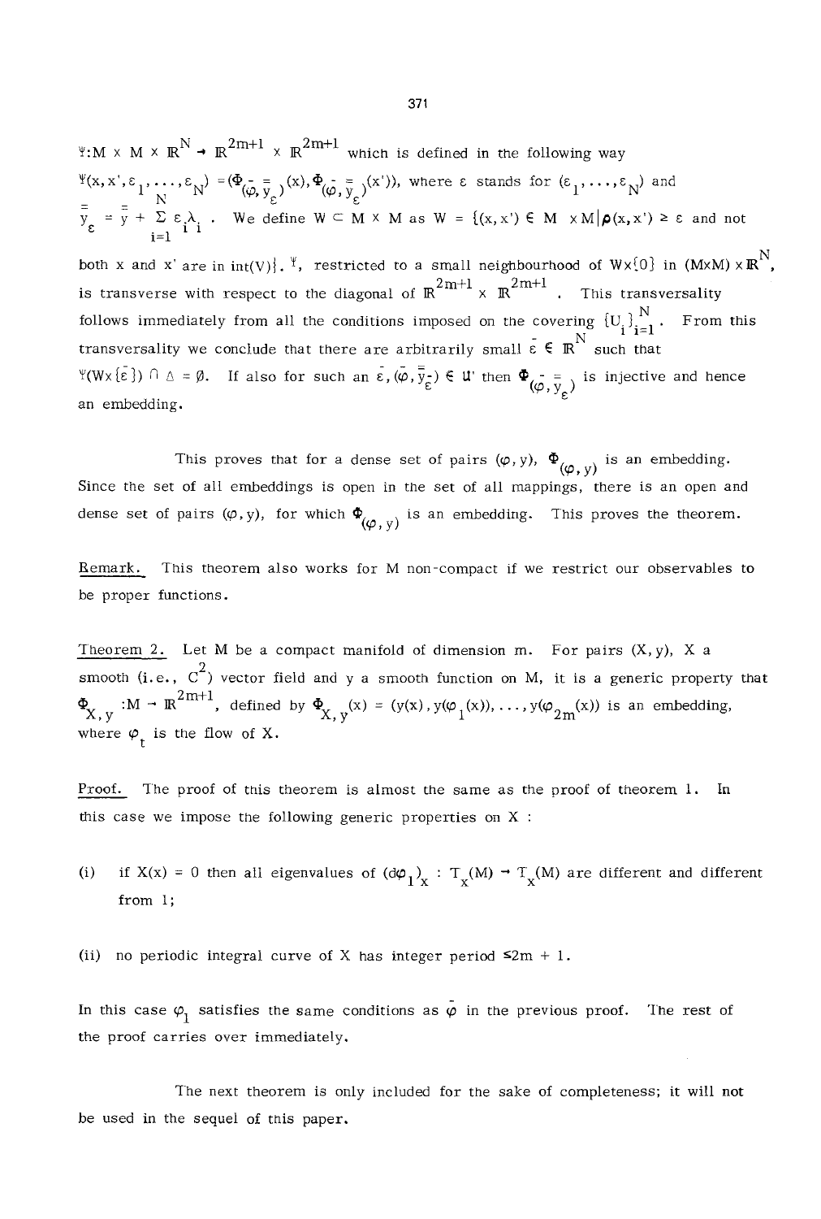$\Psi: M \times M \times \mathbb{R}^N \to \mathbb{R}^{2m+1} \times \mathbb{R}^{2m+1}$ which is defined in the following way

$\Psi(x, x', \varepsilon_1, \ldots, \varepsilon_N) = (\Phi_{(\bar{\varphi}, \bar{\bar{y}}_\varepsilon)}(x), \Phi_{(\bar{\varphi}, \bar{\bar{y}}_\varepsilon)}(x'))$, where $\varepsilon$ stands for $(\varepsilon_1, \ldots, \varepsilon_N)$ and $\bar{\bar{y}}_\varepsilon = \bar{\bar{y}} + \sum_{i=1}^{N} \varepsilon_i \lambda_i$. We define $W \subset M \times M$ as $W = \{(x, x') \in M \times M | \rho(x, x') \geq \varepsilon$ and not both $x$ and $x'$ are in $\mathrm{int}(V)\}$. $\Psi$, restricted to a small neighbourhood of $W \times \{0\}$ in $(M \times M) \times \mathbb{R}^N$, is transverse with respect to the diagonal of $\mathbb{R}^{2m+1} \times \mathbb{R}^{2m+1}$. This transversality follows immediately from all the conditions imposed on the covering $\{U_i\}_{i=1}^N$. From this transversality we conclude that there are arbitrarily small $\bar{\varepsilon} \in \mathbb{R}^N$ such that $\Psi(W \times \{\bar{\varepsilon}\}) \cap \Delta = \emptyset$. If also for such an $\bar{\varepsilon}$, $(\bar{\varphi}, \bar{\bar{y}}_{\bar{\varepsilon}}) \in \mathcal{U}'$ then $\Phi_{(\bar{\varphi}, \bar{\bar{y}}_\varepsilon)}$ is injective and hence an embedding.

This proves that for a dense set of pairs $(\varphi, y)$, $\Phi_{(\varphi, y)}$ is an embedding. Since the set of all embeddings is open in the set of all mappings, there is an open and dense set of pairs $(\varphi, y)$, for which $\Phi_{(\varphi, y)}$ is an embedding. This proves the theorem.

<u>Remark.</u> This theorem also works for $M$ non-compact if we restrict our observables to be proper functions.

<u>Theorem 2.</u> Let $M$ be a compact manifold of dimension $m$. For pairs $(X, y)$, $X$ a smooth (i.e., $C^2$) vector field and $y$ a smooth function on $M$, it is a generic property that $\Phi_{X,y}: M \to \mathbb{R}^{2m+1}$, defined by $\Phi_{X,y}(x) = (y(x), y(\varphi_1(x)), \ldots, y(\varphi_{2m}(x)))$ is an embedding, where $\varphi_t$ is the flow of $X$.

<u>Proof.</u> The proof of this theorem is almost the same as the proof of theorem 1. In this case we impose the following generic properties on $X$ :

(i) if $X(x) = 0$ then all eigenvalues of $(d\varphi_1)_x : T_x(M) \to T_x(M)$ are different and different from 1;

(ii) no periodic integral curve of $X$ has integer period $\leq 2m + 1$.

In this case $\varphi_1$ satisfies the same conditions as $\bar{\varphi}$ in the previous proof. The rest of the proof carries over immediately.

The next theorem is only included for the sake of completeness; it will not be used in the sequel of this paper.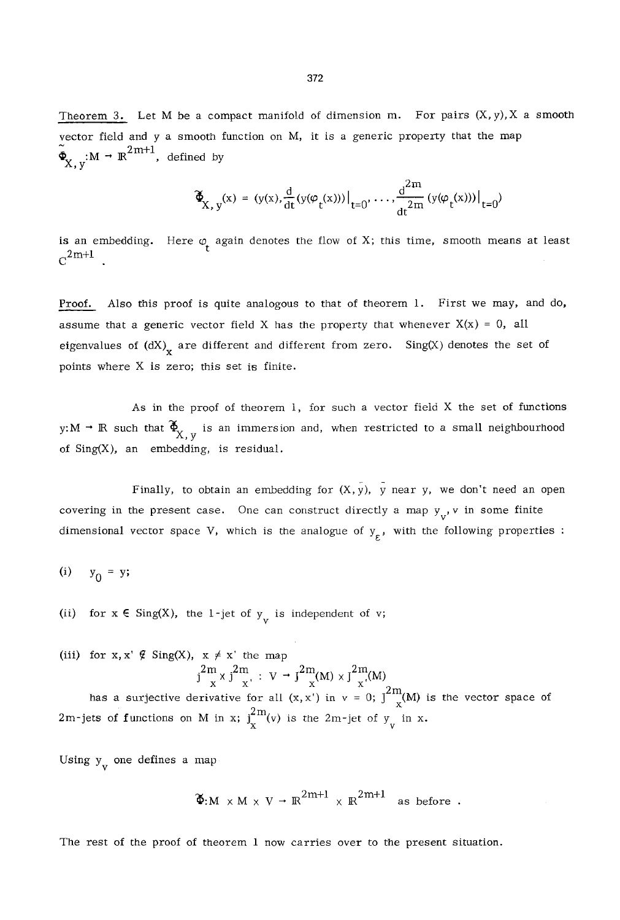<u>Theorem 3.</u> Let M be a compact manifold of dimension m. For pairs (X, y), X a smooth vector field and y a smooth function on M, it is a generic property that the map $\tilde{\Phi}_{X,y}: M \to \mathbb{R}^{2m+1}$, defined by

$$\tilde{\Phi}_{X,y}(x) = \left(y(x), \frac{d}{dt}(y(\varphi_t(x)))\big|_{t=0}, \ldots, \frac{d^{2m}}{dt^{2m}}(y(\varphi_t(x)))\big|_{t=0}\right)$$

is an embedding. Here $\varphi_t$ again denotes the flow of X; this time, smooth means at least $C^{2m+1}$.

<u>Proof.</u> Also this proof is quite analogous to that of theorem 1. First we may, and do, assume that a generic vector field X has the property that whenever $X(x) = 0$, all eigenvalues of $(dX)_x$ are different and different from zero. Sing(X) denotes the set of points where X is zero; this set is finite.

As in the proof of theorem 1, for such a vector field X the set of functions $y: M \to \mathbb{R}$ such that $\tilde{\Phi}_{X,y}$ is an immersion and, when restricted to a small neighbourhood of Sing(X), an embedding, is residual.

Finally, to obtain an embedding for $(X, \bar{y})$, $\bar{y}$ near y, we don't need an open covering in the present case. One can construct directly a map $y_v$, v in some finite dimensional vector space V, which is the analogue of $y_\varepsilon$, with the following properties :

(i) $y_0 = y$;

(ii) for $x \in$ Sing(X), the 1-jet of $y_v$ is independent of v;

(iii) for $x, x' \notin$ Sing(X), $x \neq x'$ the map

$$j_x^{2m} \times j_{x'}^{2m} : V \to J_x^{2m}(M) \times J_{x'}^{2m}(M)$$

has a surjective derivative for all $(x, x')$ in $v = 0$; $J_x^{2m}(M)$ is the vector space of 2m-jets of functions on M in x; $j_x^{2m}(v)$ is the 2m-jet of $y_v$ in x.

Using $y_v$ one defines a map

$$\tilde{\Phi}: M \times M \times V \to \mathbb{R}^{2m+1} \times \mathbb{R}^{2m+1} \quad \text{as before .}$$

The rest of the proof of theorem 1 now carries over to the present situation.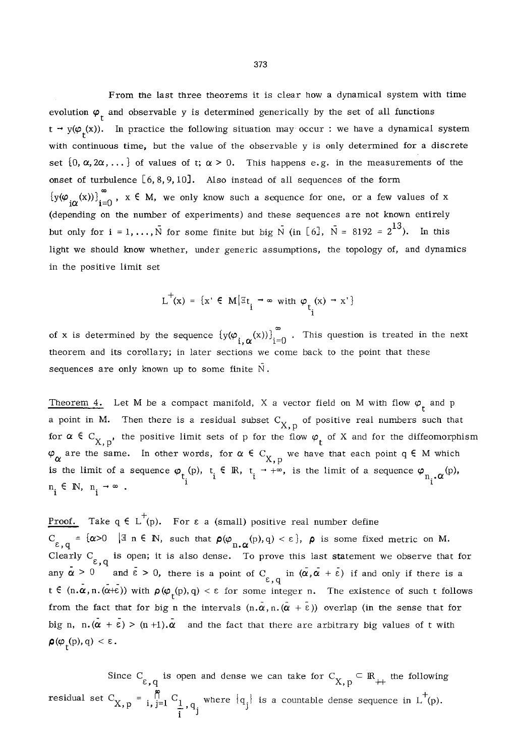From the last three theorems it is clear how a dynamical system with time evolution $\varphi_t$ and observable y is determined generically by the set of all functions $t \to y(\varphi_t(x))$. In practice the following situation may occur : we have a dynamical system with continuous time, but the value of the observable y is only determined for a discrete set $\{0, \alpha, 2\alpha, \dots\}$ of values of t; $\alpha > 0$. This happens e.g. in the measurements of the onset of turbulence [6, 8, 9, 10]. Also instead of all sequences of the form $\{y(\varphi_{i\alpha}(x))\}_{i=0}^{\infty}$, $x \in M$, we only know such a sequence for one, or a few values of x (depending on the number of experiments) and these sequences are not known entirely but only for $i = 1, \dots, \bar{N}$ for some finite but big $\bar{N}$ (in [6], $\bar{N} = 8192 = 2^{13}$). In this light we should know whether, under generic assumptions, the topology of, and dynamics in the positive limit set

$$L^+(x) = \{x' \in M \mid \exists t_i \to \infty \text{ with } \varphi_{t_i}(x) \to x'\}$$

of x is determined by the sequence $\{y(\varphi_{i,\alpha}(x))\}_{i=0}^{\infty}$. This question is treated in the next theorem and its corollary; in later sections we come back to the point that these sequences are only known up to some finite $\bar{N}$.

Theorem 4. Let M be a compact manifold, X a vector field on M with flow $\varphi_t$ and p a point in M. Then there is a residual subset $C_{X,p}$ of positive real numbers such that for $\alpha \in C_{X,p}$, the positive limit sets of p for the flow $\varphi_t$ of X and for the diffeomorphism $\varphi_\alpha$ are the same. In other words, for $\alpha \in C_{X,p}$ we have that each point $q \in M$ which is the limit of a sequence $\varphi_{t_i}(p)$, $t_i \in \mathbb{R}$, $t_i \to +\infty$, is the limit of a sequence $\varphi_{n_i \cdot \alpha}(p)$, $n_i \in \mathbb{N}$, $n_i \to \infty$.

Proof. Take $q \in L^+(p)$. For $\varepsilon$ a (small) positive real number define $C_{\varepsilon,q} = \{\alpha > 0 \mid \exists\, n \in \mathbb{N}, \text{ such that } \rho(\varphi_{n.\alpha}(p), q) < \varepsilon\}$, $\rho$ is some fixed metric on M. Clearly $C_{\varepsilon,q}$ is open; it is also dense. To prove this last statement we observe that for any $\bar{\alpha} > 0$ and $\bar{\varepsilon} > 0$, there is a point of $C_{\varepsilon,q}$ in $(\bar{\alpha}, \bar{\alpha} + \bar{\varepsilon})$ if and only if there is a $t \in (n.\bar{\alpha}, n.(\bar{\alpha} + \bar{\varepsilon}))$ with $\rho(\varphi_t(p), q) < \varepsilon$ for some integer n. The existence of such t follows from the fact that for big n the intervals $(n.\bar{\alpha}, n.(\bar{\alpha} + \bar{\varepsilon}))$ overlap (in the sense that for big n, $n.(\bar{\alpha} + \bar{\varepsilon}) > (n+1).\bar{\alpha}$ and the fact that there are arbitrary big values of t with $\rho(\varphi_t(p), q) < \varepsilon$.

Since $C_{\varepsilon,q}$ is open and dense we can take for $C_{X,p} \subset \mathbb{R}_{++}$ the following residual set $C_{X,p} = \bigcap_{i,j=1}^{\infty} C_{\frac{1}{i}, q_j}$ where $\{q_j\}$ is a countable dense sequence in $L^+(p)$.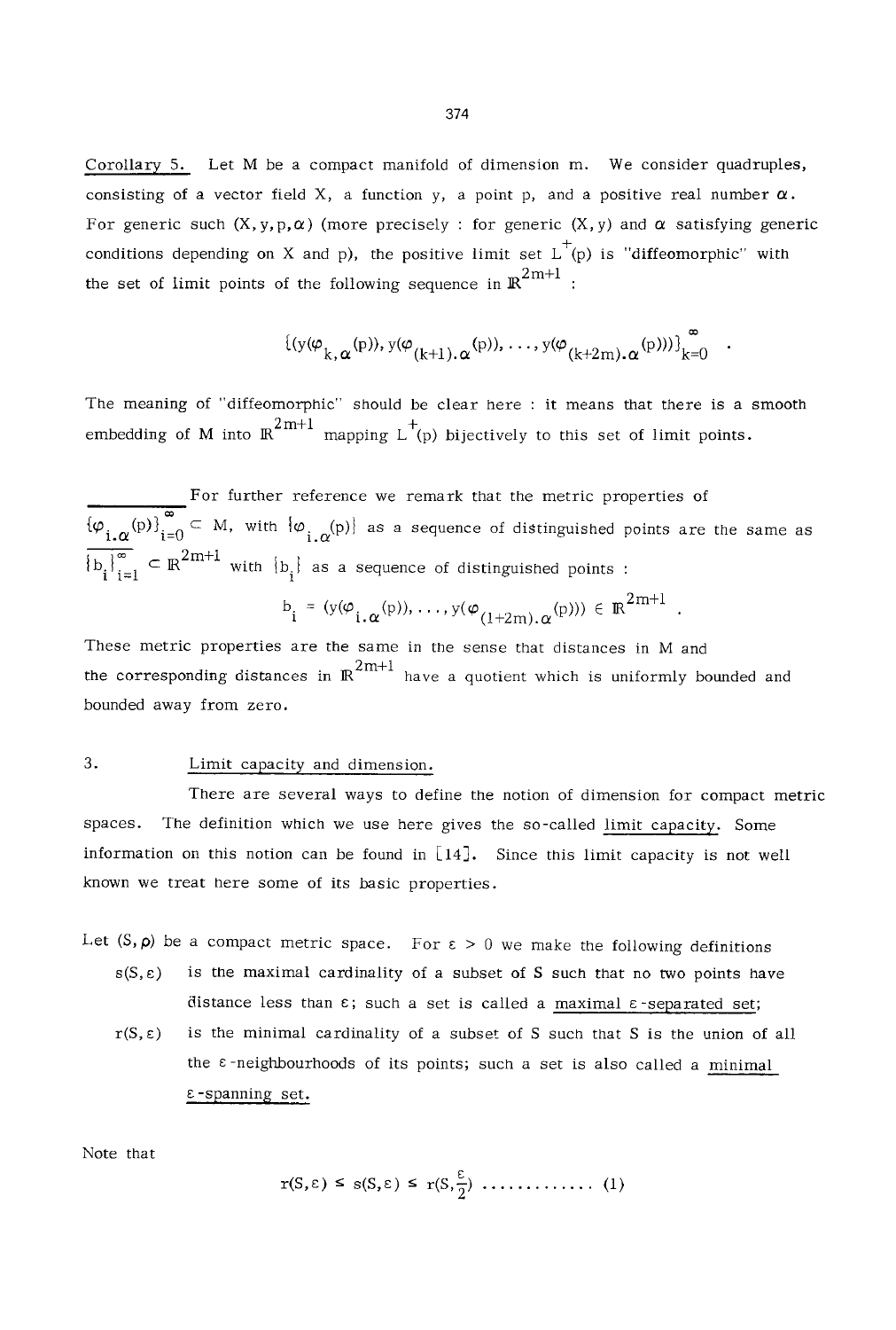Corollary 5. Let M be a compact manifold of dimension m. We consider quadruples, consisting of a vector field X, a function y, a point p, and a positive real number $\alpha$. For generic such $(X, y, p, \alpha)$ (more precisely : for generic $(X, y)$ and $\alpha$ satisfying generic conditions depending on X and p), the positive limit set $L^+(p)$ is "diffeomorphic" with the set of limit points of the following sequence in $\mathbb{R}^{2m+1}$ :

$$\{(y(\varphi_{k,\alpha}(p)), y(\varphi_{(k+1).\alpha}(p)), \ldots, y(\varphi_{(k+2m).\alpha}(p)))\}_{k=0}^{\infty} .$$

The meaning of "diffeomorphic" should be clear here : it means that there is a smooth embedding of M into $\mathbb{R}^{2m+1}$ mapping $L^+(p)$ bijectively to this set of limit points.

For further reference we remark that the metric properties of $\overline{\{\varphi_{i.\alpha}(p)\}_{i=0}^{\infty}} \subset M$, with $\{\varphi_{i.\alpha}(p)\}$ as a sequence of distinguished points are the same as $\overline{\{b_i\}_{i=1}^{\infty}} \subset \mathbb{R}^{2m+1}$ with $\{b_i\}$ as a sequence of distinguished points :

$$b_i = (y(\varphi_{i.\alpha}(p)), \ldots, y(\varphi_{(1+2m).\alpha}(p))) \in \mathbb{R}^{2m+1} .$$

These metric properties are the same in the sense that distances in M and the corresponding distances in $\mathbb{R}^{2m+1}$ have a quotient which is uniformly bounded and bounded away from zero.

## 3. Limit capacity and dimension.

There are several ways to define the notion of dimension for compact metric spaces. The definition which we use here gives the so-called limit capacity. Some information on this notion can be found in [14]. Since this limit capacity is not well known we treat here some of its basic properties.

Let $(S, \rho)$ be a compact metric space. For $\varepsilon > 0$ we make the following definitions

- $s(S, \varepsilon)$ is the maximal cardinality of a subset of S such that no two points have distance less than $\varepsilon$; such a set is called a maximal $\varepsilon$-separated set;
- $r(S, \varepsilon)$ is the minimal cardinality of a subset of S such that S is the union of all the $\varepsilon$-neighbourhoods of its points; such a set is also called a minimal $\varepsilon$-spanning set.

Note that

$$r(S, \varepsilon) \leq s(S, \varepsilon) \leq r(S, \tfrac{\varepsilon}{2}) \quad \ldots\ldots\ldots\ldots\ (1)$$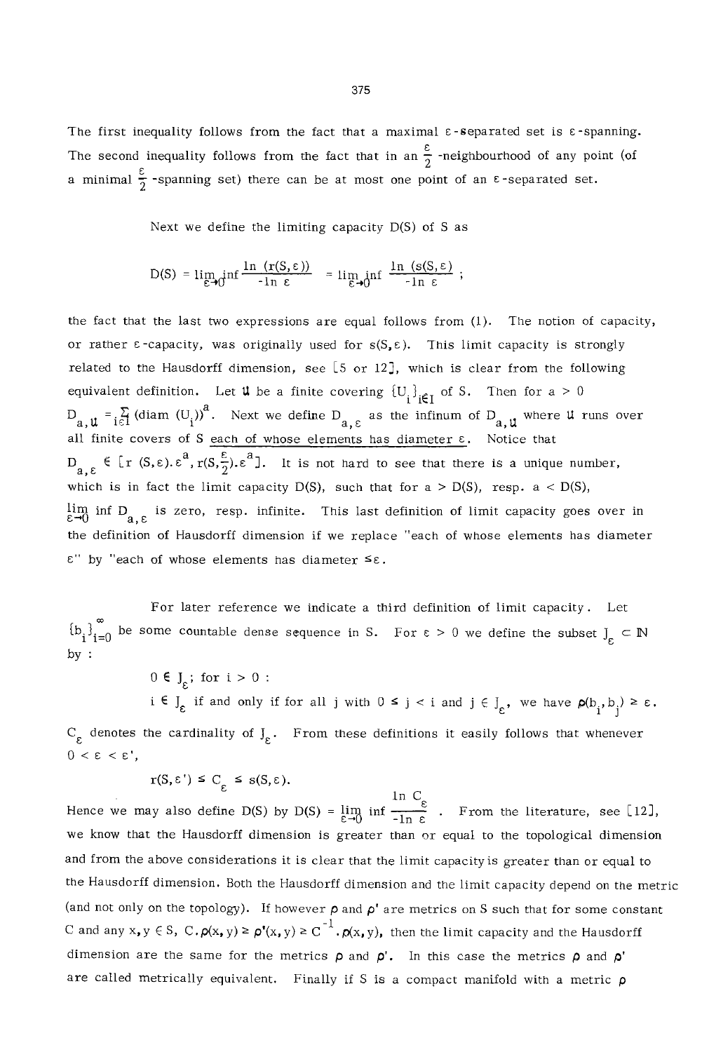The first inequality follows from the fact that a maximal $\varepsilon$-separated set is $\varepsilon$-spanning. The second inequality follows from the fact that in an $\frac{\varepsilon}{2}$-neighbourhood of any point (of a minimal $\frac{\varepsilon}{2}$-spanning set) there can be at most one point of an $\varepsilon$-separated set.

Next we define the limiting capacity D(S) of S as

$$D(S) = \liminf_{\varepsilon\to 0} \frac{\ln (r(S,\varepsilon))}{-\ln \varepsilon} = \liminf_{\varepsilon\to 0} \frac{\ln (s(S,\varepsilon)}{-\ln \varepsilon};$$

the fact that the last two expressions are equal follows from (1). The notion of capacity, or rather $\varepsilon$-capacity, was originally used for $s(S,\varepsilon)$. This limit capacity is strongly related to the Hausdorff dimension, see [5 or 12], which is clear from the following equivalent definition. Let $\mathfrak{U}$ be a finite covering $\{U_i\}_{i\in I}$ of S. Then for $a > 0$ $D_{a,\mathfrak{U}} = \sum_{i\in I} (\text{diam } (U_i))^a$. Next we define $D_{a,\varepsilon}$ as the infinum of $D_{a,\mathfrak{U}}$ where $\mathfrak{U}$ runs over all finite covers of S <u>each of whose elements has diameter $\varepsilon$</u>. Notice that $D_{a,\varepsilon} \in [r\,(S,\varepsilon).\varepsilon^a, r(S,\frac{\varepsilon}{2}).\varepsilon^a]$. It is not hard to see that there is a unique number, which is in fact the limit capacity D(S), such that for $a > D(S)$, resp. $a < D(S)$, $\liminf_{\varepsilon\to 0} D_{a,\varepsilon}$ is zero, resp. infinite. This last definition of limit capacity goes over in the definition of Hausdorff dimension if we replace "each of whose elements has diameter $\varepsilon$" by "each of whose elements has diameter $\leq\varepsilon$.

For later reference we indicate a third definition of limit capacity. Let $\{b_i\}_{i=0}^{\infty}$ be some countable dense sequence in S. For $\varepsilon > 0$ we define the subset $J_\varepsilon \subset \mathbb{N}$ by :

$0 \in J_\varepsilon$; for $i > 0$ :

$i \in J_\varepsilon$ if and only if for all j with $0 \leq j < i$ and $j \in J_\varepsilon$, we have $\rho(b_i, b_j) \geq \varepsilon$.

$C_\varepsilon$ denotes the cardinality of $J_\varepsilon$. From these definitions it easily follows that whenever $0 < \varepsilon < \varepsilon'$,

$$r(S,\varepsilon') \leq C_\varepsilon \leq s(S,\varepsilon).$$

Hence we may also define D(S) by $D(S) = \liminf_{\varepsilon\to 0} \frac{\ln C_\varepsilon}{-\ln \varepsilon}$. From the literature, see [12], we know that the Hausdorff dimension is greater than or equal to the topological dimension and from the above considerations it is clear that the limit capacity is greater than or equal to the Hausdorff dimension. Both the Hausdorff dimension and the limit capacity depend on the metric (and not only on the topology). If however $\rho$ and $\rho'$ are metrics on S such that for some constant C and any $x,y \in S$, $C.\rho(x,y) \geq \rho'(x,y) \geq C^{-1}.\rho(x,y)$, then the limit capacity and the Hausdorff dimension are the same for the metrics $\rho$ and $\rho'$. In this case the metrics $\rho$ and $\rho'$ are called metrically equivalent. Finally if S is a compact manifold with a metric $\rho$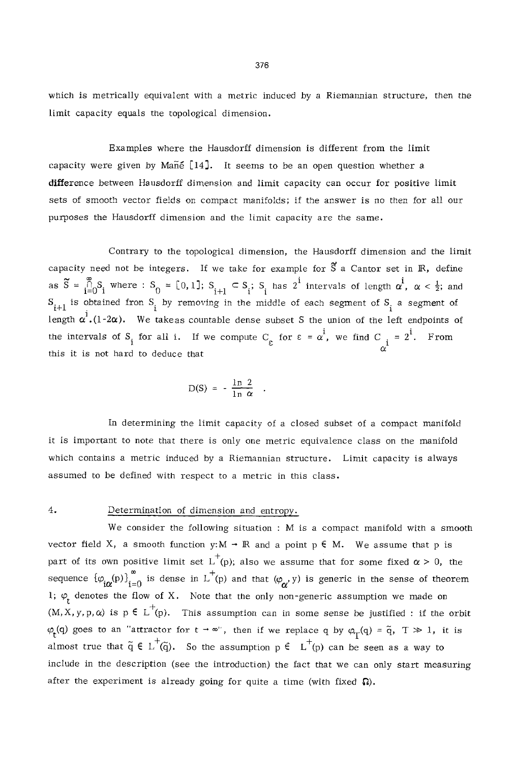which is metrically equivalent with a metric induced by a Riemannian structure, then the limit capacity equals the topological dimension.

Examples where the Hausdorff dimension is different from the limit capacity were given by Mañé [14]. It seems to be an open question whether a **difference** between Hausdorff dimension and limit capacity can occur for positive limit sets of smooth vector fields on compact manifolds; if the answer is no then for all our purposes the Hausdorff dimension and the limit capacity are the same.

Contrary to the topological dimension, the Hausdorff dimension and the limit capacity need not be integers. If we take for example for $\tilde{S}$ a Cantor set in $\mathbb{R}$, define as $\tilde{S} = \bigcap_{i=0}^{\infty} S_i$ where : $S_0 = [0,1]$; $S_{i+1} \subset S_i$; $S_i$ has $2^i$ intervals of length $\alpha^i$, $\alpha < \frac{1}{2}$; and $S_{i+1}$ is obtained fron $S_i$ by removing in the middle of each segment of $S_i$ a segment of length $\alpha^i.(1-2\alpha)$. We takeas countable dense subset S the union of the left endpoints of the intervals of $S_i$ for all i. If we compute $C_\varepsilon$ for $\varepsilon = \alpha^i$, we find $C_{\alpha^i} = 2^i$. From this it is not hard to deduce that

$$D(S) = -\frac{\ln 2}{\ln \alpha} .$$

In determining the limit capacity of a closed subset of a compact manifold it is important to note that there is only one metric equivalence class on the manifold which contains a metric induced by a Riemannian structure. Limit capacity is always assumed to be defined with respect to a metric in this class.

## 4. Determination of dimension and entropy.

We consider the following situation : M is a compact manifold with a smooth vector field X, a smooth function $y: M \to \mathbb{R}$ and a point $p \in M$. We assume that p is part of its own positive limit set $L^+(p)$; also we assume that for some fixed $\alpha > 0$, the sequence $\{\varphi_{i\alpha}(p)\}_{i=0}^{\infty}$ is dense in $L^+(p)$ and that $(\varphi_\alpha, y)$ is generic in the sense of theorem 1; $\varphi_t$ denotes the flow of X. Note that the only non-generic assumption we made on $(M, X, y, p, \alpha)$ is $p \in L^+(p)$. This assumption can in some sense be justified : if the orbit $\varphi_t(q)$ goes to an "attractor for $t \to \infty$", then if we replace q by $\varphi_T(q) = \tilde{q}$, $T \gg 1$, it is almost true that $\tilde{q} \in L^+(\tilde{q})$. So the assumption $p \in L^+(p)$ can be seen as a way to include in the description (see the introduction) the fact that we can only start measuring after the experiment is already going for quite a time (with fixed $\Omega$).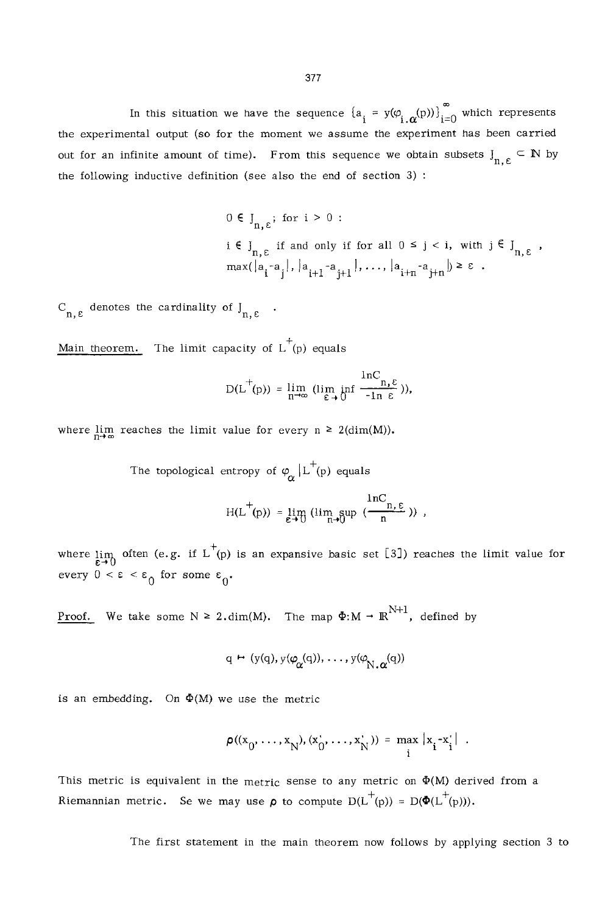In this situation we have the sequence $\{a_i = y(\varphi_{i.\alpha}(p))\}_{i=0}^{\infty}$ which represents the experimental output (so for the moment we assume the experiment has been carried out for an infinite amount of time). From this sequence we obtain subsets $J_{n,\varepsilon} \subset \mathbb{N}$ by the following inductive definition (see also the end of section 3) :

$$0 \in J_{n,\varepsilon}; \text{ for } i > 0 :$$

$$i \in J_{n,\varepsilon} \text{ if and only if for all } 0 \leq j < i, \text{ with } j \in J_{n,\varepsilon},$$
$$\max(|a_i - a_j|, |a_{i+1} - a_{j+1}|, \ldots, |a_{i+n} - a_{j+n}|) \geq \varepsilon .$$

$C_{n,\varepsilon}$ denotes the cardinality of $J_{n,\varepsilon}$.

<u>Main theorem.</u> The limit capacity of $L^+(p)$ equals

$$D(L^+(p)) = \lim_{n\to\infty} (\liminf_{\varepsilon\to 0} \frac{\ln C_{n,\varepsilon}}{-\ln \varepsilon}),$$

where $\lim_{n\to\infty}$ reaches the limit value for every $n \geq 2(\dim(M))$.

The topological entropy of $\varphi_\alpha | L^+(p)$ equals

$$H(L^+(p)) = \lim_{\varepsilon\to 0} (\limsup_{n\to 0} (\frac{\ln C_{n,\varepsilon}}{n})) ,$$

where $\lim_{\varepsilon\to 0}$ often (e.g. if $L^+(p)$ is an expansive basic set [3]) reaches the limit value for every $0 < \varepsilon < \varepsilon_0$ for some $\varepsilon_0$.

<u>Proof.</u> We take some $N \geq 2.\dim(M)$. The map $\Phi : M \to \mathbb{R}^{N+1}$, defined by

$$q \mapsto (y(q), y(\varphi_\alpha(q)), \ldots, y(\varphi_{N.\alpha}(q))$$

is an embedding. On $\Phi(M)$ we use the metric

$$\rho((x_0, \ldots, x_N), (x_0', \ldots, x_N')) = \max_i |x_i - x_i'| .$$

This metric is equivalent in the metric sense to any metric on $\Phi(M)$ derived from a Riemannian metric. Se we may use $\rho$ to compute $D(L^+(p)) = D(\Phi(L^+(p)))$.

The first statement in the main theorem now follows by applying section 3 to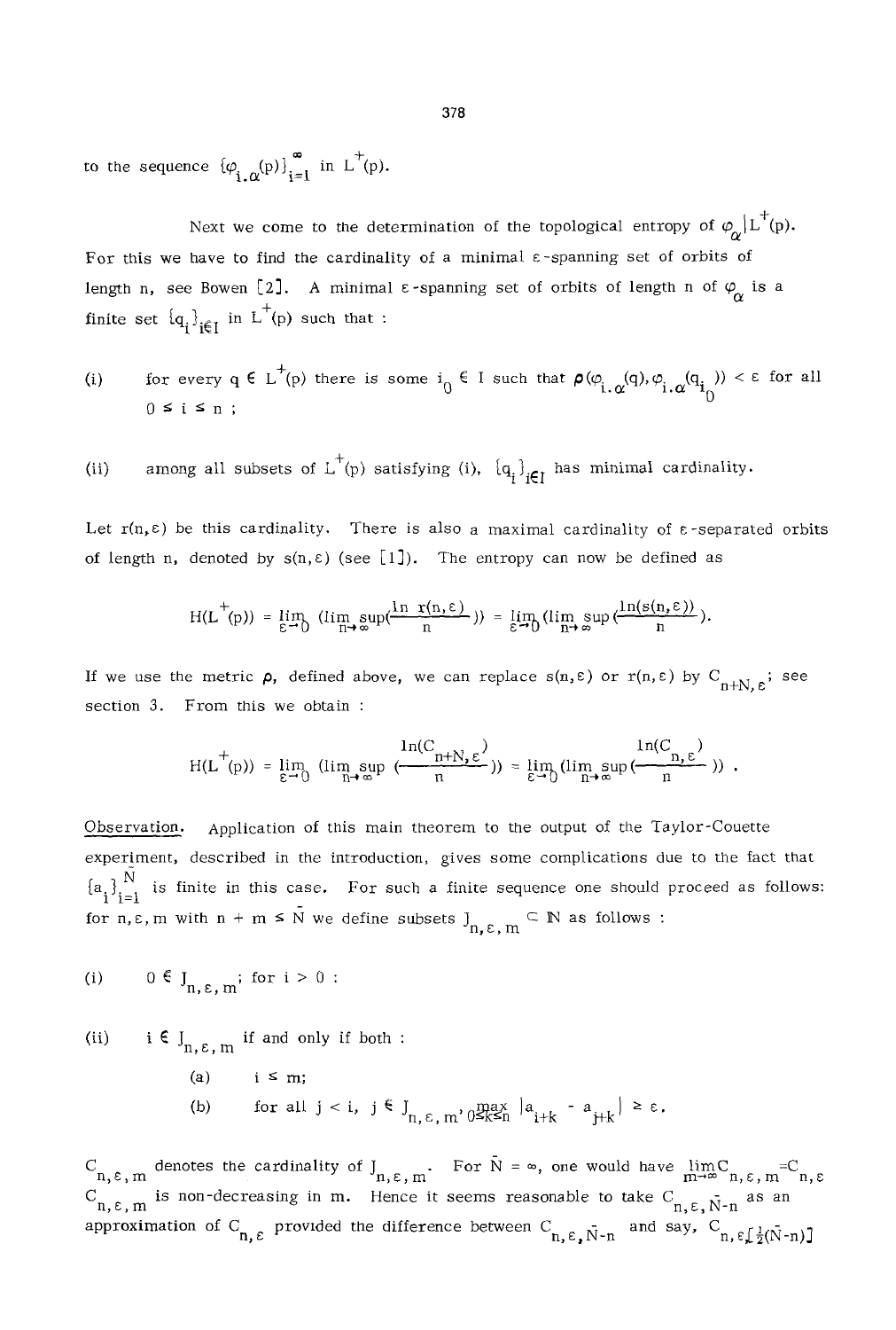to the sequence $\{\varphi_{i.\alpha}(p)\}_{i=1}^{\infty}$ in $L^+(p)$.

Next we come to the determination of the topological entropy of $\varphi_\alpha | L^+(p)$. For this we have to find the cardinality of a minimal $\varepsilon$-spanning set of orbits of length n, see Bowen [2]. A minimal $\varepsilon$-spanning set of orbits of length n of $\varphi_\alpha$ is a finite set $\{q_i\}_{i\in I}$ in $L^+(p)$ such that :

(i) for every $q \in L^+(p)$ there is some $i_0 \in I$ such that $\rho(\varphi_{i.\alpha}(q), \varphi_{i.\alpha}(q_{i_0})) < \varepsilon$ for all $0 \le i \le n$ ;

(ii) among all subsets of $L^+(p)$ satisfying (i), $\{q_i\}_{i\in I}$ has minimal cardinality.

Let $r(n,\varepsilon)$ be this cardinality. There is also a maximal cardinality of $\varepsilon$-separated orbits of length n, denoted by $s(n,\varepsilon)$ (see [1]). The entropy can now be defined as

$$H(L^+(p)) = \lim_{\varepsilon \to 0} (\limsup_{n\to\infty} (\frac{\ln r(n,\varepsilon)}{n})) = \lim_{\varepsilon\to 0} (\limsup_{n\to\infty} (\frac{\ln(s(n,\varepsilon))}{n}).$$

If we use the metric $\rho$, defined above, we can replace $s(n,\varepsilon)$ or $r(n,\varepsilon)$ by $C_{n+N,\varepsilon}$; see section 3. From this we obtain :

$$H(L^+(p)) = \lim_{\varepsilon\to 0} (\limsup_{n\to\infty} (\frac{\ln(C_{n+N,\varepsilon})}{n})) = \lim_{\varepsilon\to 0} (\limsup_{n\to\infty} (\frac{\ln(C_{n,\varepsilon})}{n})) .$$

<u>Observation.</u> Application of this main theorem to the output of the Taylor-Couette experiment, described in the introduction, gives some complications due to the fact that $\{a_i\}_{i=1}^{\bar{N}}$ is finite in this case. For such a finite sequence one should proceed as follows: for $n, \varepsilon, m$ with $n + m \le \bar{N}$ we define subsets $J_{n,\varepsilon,m} \subset \mathbb{N}$ as follows :

(i) $0 \in J_{n,\varepsilon,m}$; for $i > 0$ :

(ii) $i \in J_{n,\varepsilon,m}$ if and only if both :

(a) $i \le m$;

(b) for all $j < i$, $j \in J_{n,\varepsilon,m}$, $\max_{0\le k\le n} |a_{i+k} - a_{j+k}| \ge \varepsilon$.

$C_{n,\varepsilon,m}$ denotes the cardinality of $J_{n,\varepsilon,m}$. For $\bar{N} = \infty$, one would have $\lim_{m\to\infty} C_{n,\varepsilon,m} = C_{n,\varepsilon}$. $C_{n,\varepsilon,m}$ is non-decreasing in m. Hence it seems reasonable to take $C_{n,\varepsilon,\bar{N}-n}$ as an approximation of $C_{n,\varepsilon}$ provided the difference between $C_{n,\varepsilon,\bar{N}-n}$ and say, $C_{n,\varepsilon,[\frac{1}{2}(\bar{N}-n)]}$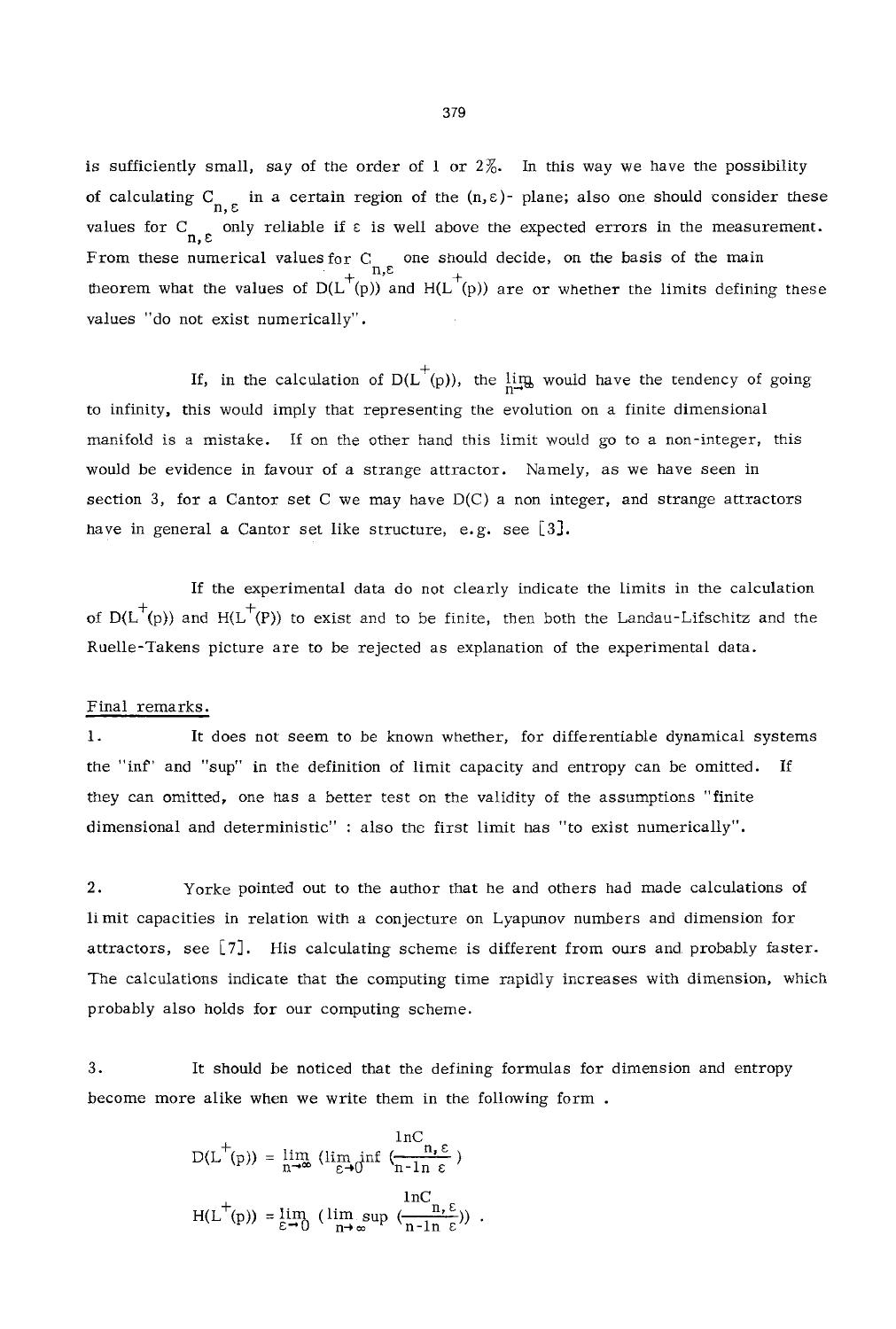is sufficiently small, say of the order of 1 or 2%. In this way we have the possibility of calculating $C_{n,\varepsilon}$ in a certain region of the $(n,\varepsilon)$- plane; also one should consider these values for $C_{n,\varepsilon}$ only reliable if $\varepsilon$ is well above the expected errors in the measurement. From these numerical values for $C_{n,\varepsilon}$ one should decide, on the basis of the main theorem what the values of $D(L^+(p))$ and $H(L^+(p))$ are or whether the limits defining these values "do not exist numerically".

If, in the calculation of $D(L^+(p))$, the $\lim_{n\to\infty}$ would have the tendency of going to infinity, this would imply that representing the evolution on a finite dimensional manifold is a mistake. If on the other hand this limit would go to a non-integer, this would be evidence in favour of a strange attractor. Namely, as we have seen in section 3, for a Cantor set C we may have D(C) a non integer, and strange attractors have in general a Cantor set like structure, e.g. see [3].

If the experimental data do not clearly indicate the limits in the calculation of $D(L^+(p))$ and $H(L^+(P))$ to exist and to be finite, then both the Landau-Lifschitz and the Ruelle-Takens picture are to be rejected as explanation of the experimental data.

## Final remarks.

1. It does not seem to be known whether, for differentiable dynamical systems the "inf" and "sup" in the definition of limit capacity and entropy can be omitted. If they can omitted, one has a better test on the validity of the assumptions "finite dimensional and deterministic" : also the first limit has "to exist numerically".

2. Yorke pointed out to the author that he and others had made calculations of limit capacities in relation with a conjecture on Lyapunov numbers and dimension for attractors, see [7]. His calculating scheme is different from ours and probably faster. The calculations indicate that the computing time rapidly increases with dimension, which probably also holds for our computing scheme.

3. It should be noticed that the defining formulas for dimension and entropy become more alike when we write them in the following form .

$$D(L^+(p)) = \lim_{n\to\infty} \left(\liminf_{\varepsilon\to 0} \left(\frac{\ln C_{n,\varepsilon}}{n-\ln \varepsilon}\right)\right)$$

$$H(L^+(p)) = \lim_{\varepsilon\to 0} \left(\limsup_{n\to\infty} \left(\frac{\ln C_{n,\varepsilon}}{n-\ln \varepsilon}\right)\right) .$$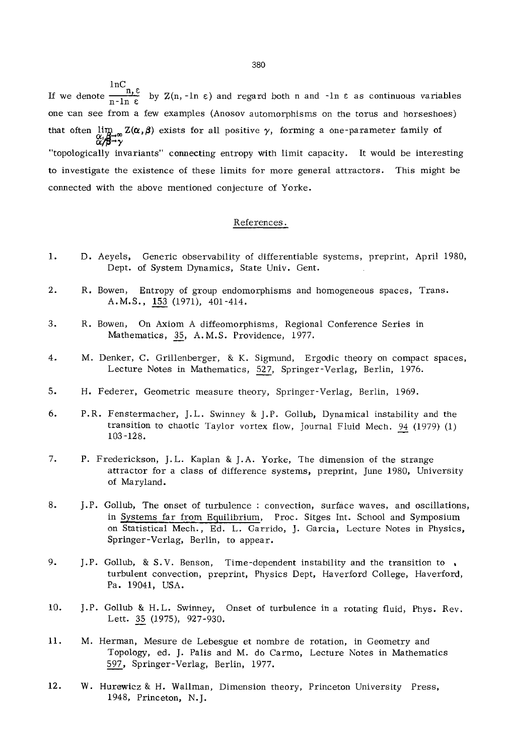If we denote $\frac{\ln C_{n,\varepsilon}}{n - \ln \varepsilon}$ by $Z(n, -\ln \varepsilon)$ and regard both n and $-\ln \varepsilon$ as continuous variables one can see from a few examples (Anosov automorphisms on the torus and horseshoes) that often $\lim_{\substack{\alpha,\beta\to\infty \\ \alpha/\beta\to\gamma}} Z(\alpha,\beta)$ exists for all positive $\gamma$, forming a one-parameter family of "topologically invariants" connecting entropy with limit capacity. It would be interesting to investigate the existence of these limits for more general attractors. This might be connected with the above mentioned conjecture of Yorke.

## References.

1. D. Aeyels, Generic observability of differentiable systems, preprint, April 1980, Dept. of System Dynamics, State Univ. Gent.

2. R. Bowen, Entropy of group endomorphisms and homogeneous spaces, Trans. A.M.S., 153 (1971), 401-414.

3. R. Bowen, On Axiom A diffeomorphisms, Regional Conference Series in Mathematics, 35, A.M.S. Providence, 1977.

4. M. Denker, C. Grillenberger, & K. Sigmund, Ergodic theory on compact spaces, Lecture Notes in Mathematics, 527, Springer-Verlag, Berlin, 1976.

5. H. Federer, Geometric measure theory, Springer-Verlag, Berlin, 1969.

6. P.R. Fenstermacher, J.L. Swinney & J.P. Gollub, Dynamical instability and the transition to chaotic Taylor vortex flow, Journal Fluid Mech. 94 (1979) (1) 103-128.

7. P. Frederickson, J.L. Kaplan & J.A. Yorke, The dimension of the strange attractor for a class of difference systems, preprint, June 1980, University of Maryland.

8. J.P. Gollub, The onset of turbulence : convection, surface waves, and oscillations, in Systems far from Equilibrium, Proc. Sitges Int. School and Symposium on Statistical Mech., Ed. L. Garrido, J. Garcia, Lecture Notes in Physics, Springer-Verlag, Berlin, to appear.

9. J.P. Gollub, & S.V. Benson, Time-dependent instability and the transition to turbulent convection, preprint, Physics Dept, Haverford College, Haverford, Pa. 19041, USA.

10. J.P. Gollub & H.L. Swinney, Onset of turbulence in a rotating fluid, Phys. Rev. Lett. 35 (1975), 927-930.

11. M. Herman, Mesure de Lebesgue et nombre de rotation, in Geometry and Topology, ed. J. Palis and M. do Carmo, Lecture Notes in Mathematics 597, Springer-Verlag, Berlin, 1977.

12. W. Hurewicz & H. Wallman, Dimension theory, Princeton University Press, 1948, Princeton, N.J.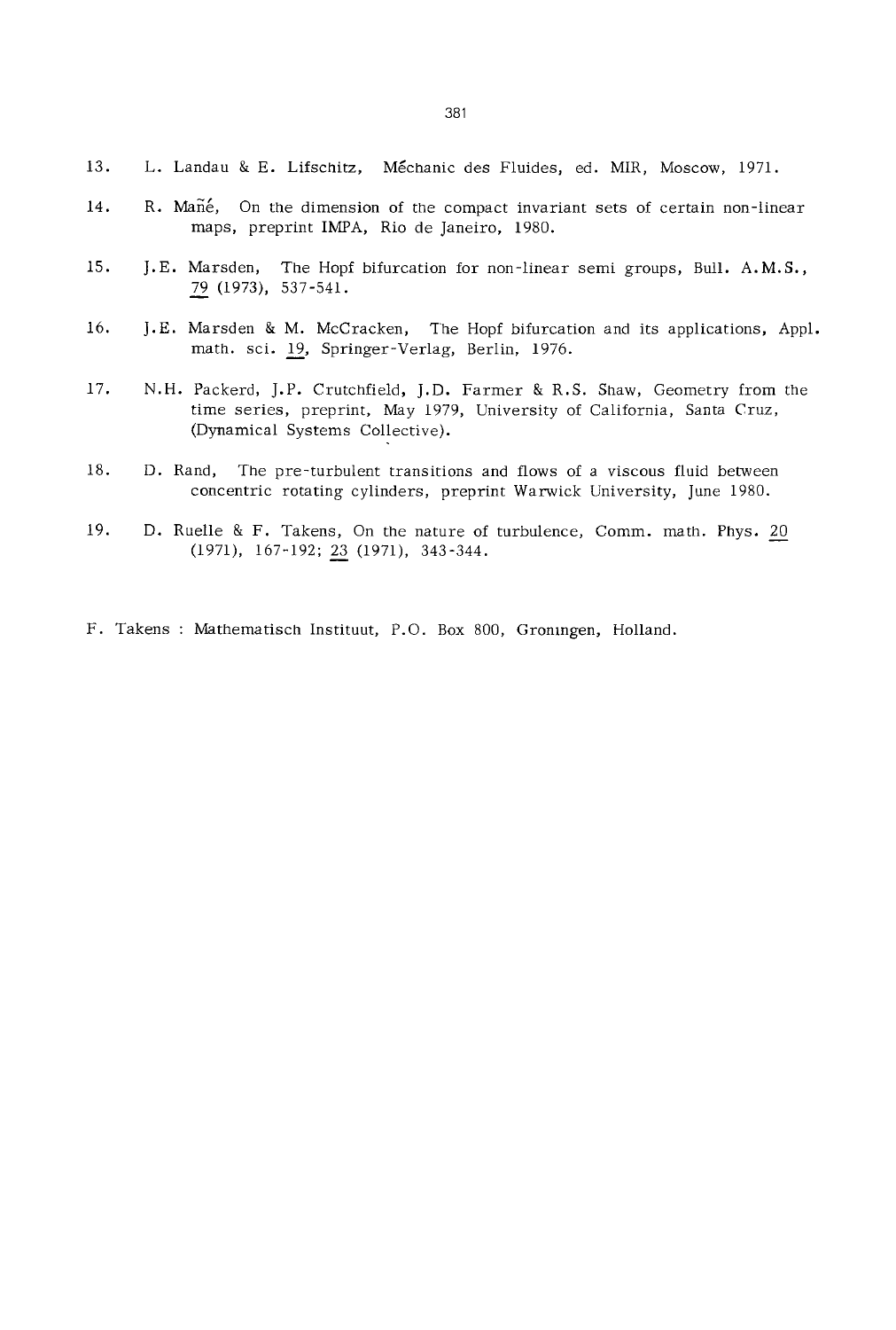13. L. Landau & E. Lifschitz, Méchanic des Fluides, ed. MIR, Moscow, 1971.

14. R. Mañé, On the dimension of the compact invariant sets of certain non-linear maps, preprint IMPA, Rio de Janeiro, 1980.

15. J.E. Marsden, The Hopf bifurcation for non-linear semi groups, Bull. A.M.S., 79 (1973), 537-541.

16. J.E. Marsden & M. McCracken, The Hopf bifurcation and its applications, Appl. math. sci. 19, Springer-Verlag, Berlin, 1976.

17. N.H. Packerd, J.P. Crutchfield, J.D. Farmer & R.S. Shaw, Geometry from the time series, preprint, May 1979, University of California, Santa Cruz, (Dynamical Systems Collective).

18. D. Rand, The pre-turbulent transitions and flows of a viscous fluid between concentric rotating cylinders, preprint Warwick University, June 1980.

19. D. Ruelle & F. Takens, On the nature of turbulence, Comm. math. Phys. 20 (1971), 167-192; 23 (1971), 343-344.

F. Takens : Mathematisch Instituut, P.O. Box 800, Groningen, Holland.